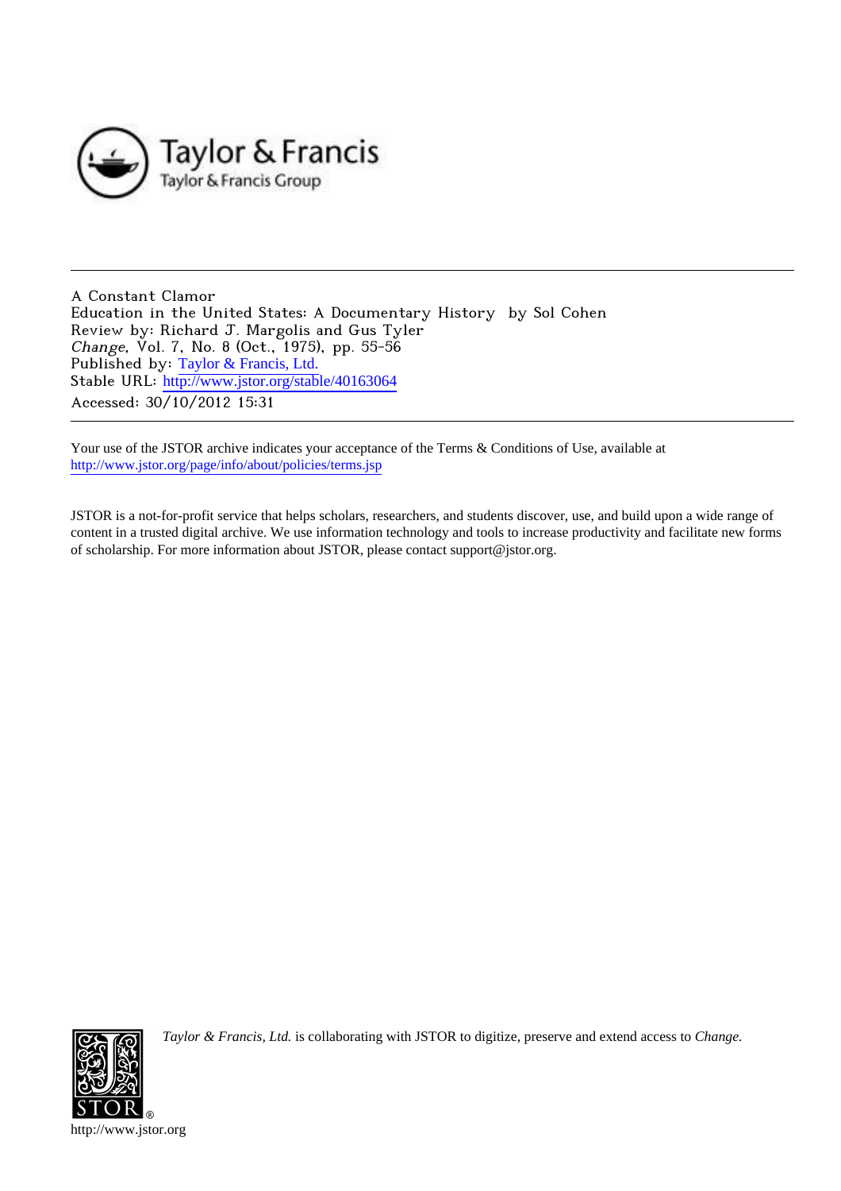Taylor & Francis
Taylor & Francis Group

A Constant Clamor
Education in the United States: A Documentary History by Sol Cohen
Review by: Richard J. Margolis and Gus Tyler
*Change*, Vol. 7, No. 8 (Oct., 1975), pp. 55-56
Published by: Taylor & Francis, Ltd.
Stable URL: http://www.jstor.org/stable/40163064
Accessed: 30/10/2012 15:31

---

Your use of the JSTOR archive indicates your acceptance of the Terms & Conditions of Use, available at
http://www.jstor.org/page/info/about/policies/terms.jsp

JSTOR is a not-for-profit service that helps scholars, researchers, and students discover, use, and build upon a wide range of content in a trusted digital archive. We use information technology and tools to increase productivity and facilitate new forms of scholarship. For more information about JSTOR, please contact support@jstor.org.

*Taylor & Francis, Ltd.* is collaborating with JSTOR to digitize, preserve and extend access to *Change.*

http://www.jstor.org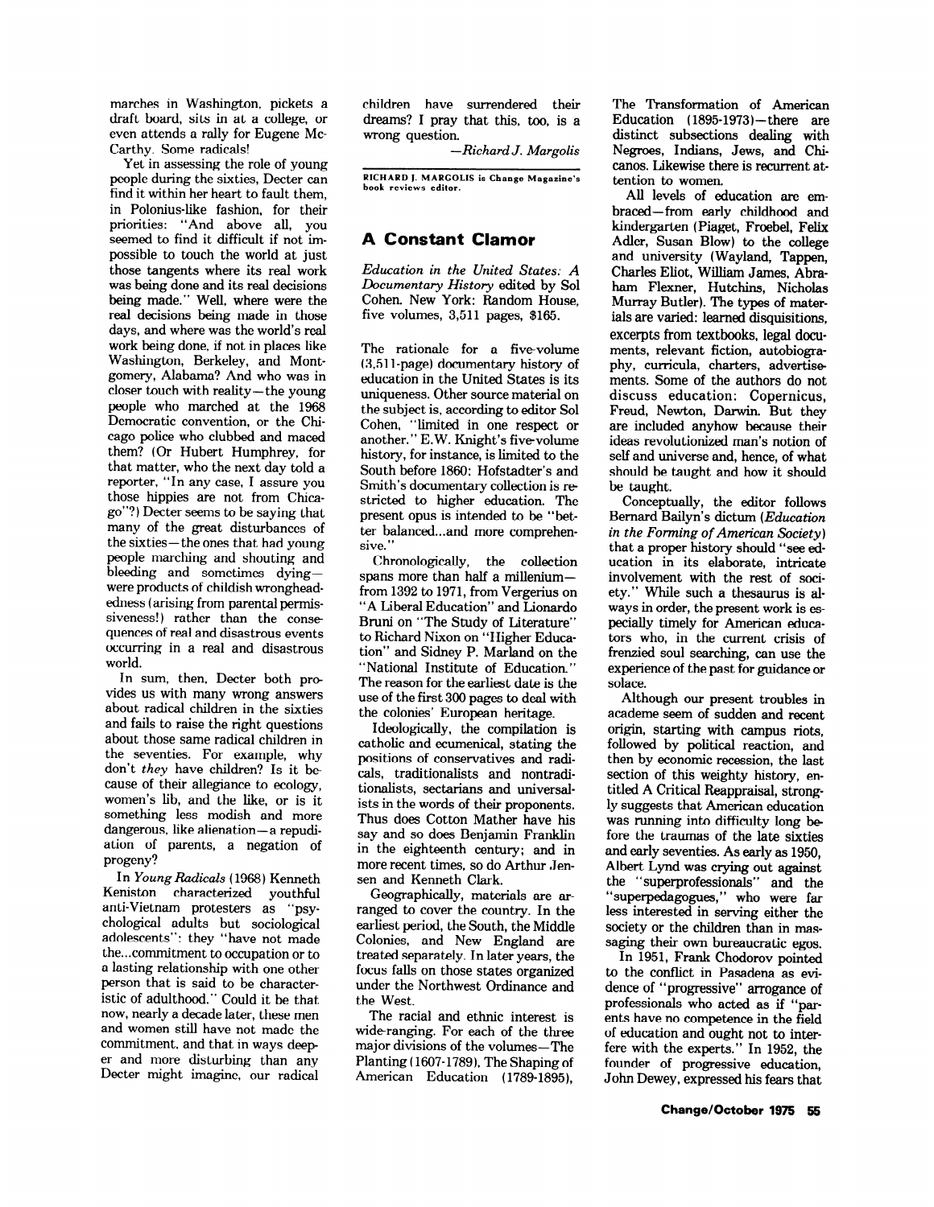marches in Washington, pickets a draft board, sits in at a college, or even attends a rally for Eugene McCarthy. Some radicals!

Yet in assessing the role of young people during the sixties, Decter can find it within her heart to fault them, in Polonius-like fashion, for their priorities: "And above all, you seemed to find it difficult if not impossible to touch the world at just those tangents where its real work was being done and its real decisions being made." Well, where were the real decisions being made in those days, and where was the world's real work being done, if not in places like Washington, Berkeley, and Montgomery, Alabama? And who was in closer touch with reality—the young people who marched at the 1968 Democratic convention, or the Chicago police who clubbed and maced them? (Or Hubert Humphrey, for that matter, who the next day told a reporter, "In any case, I assure you those hippies are not from Chicago"?) Decter seems to be saying that many of the great disturbances of the sixties—the ones that had young people marching and shouting and bleeding and sometimes dying—were products of childish wrongheadedness (arising from parental permissiveness!) rather than the consequences of real and disastrous events occurring in a real and disastrous world.

In sum, then, Decter both provides us with many wrong answers about radical children in the sixties and fails to raise the right questions about those same radical children in the seventies. For example, why don't *they* have children? Is it because of their allegiance to ecology, women's lib, and the like, or is it something less modish and more dangerous, like alienation—a repudiation of parents, a negation of progeny?

In *Young Radicals* (1968) Kenneth Keniston characterized youthful anti-Vietnam protesters as "psychological adults but sociological adolescents": they "have not made the...commitment to occupation or to a lasting relationship with one other person that is said to be characteristic of adulthood." Could it be that now, nearly a decade later, these men and women still have not made the commitment, and that in ways deeper and more disturbing than any Decter might imagine, our radical children have surrendered their dreams? I pray that this, too, is a wrong question.

—*Richard J. Margolis*

RICHARD J. MARGOLIS is Change Magazine's book reviews editor.

## A Constant Clamor

*Education in the United States: A Documentary History* edited by Sol Cohen. New York: Random House, five volumes, 3,511 pages, $165.

The rationale for a five-volume (3,511-page) documentary history of education in the United States is its uniqueness. Other source material on the subject is, according to editor Sol Cohen, "limited in one respect or another." E.W. Knight's five-volume history, for instance, is limited to the South before 1860: Hofstadter's and Smith's documentary collection is restricted to higher education. The present opus is intended to be "better balanced...and more comprehensive."

Chronologically, the collection spans more than half a millenium—from 1392 to 1971, from Vergerius on "A Liberal Education" and Lionardo Bruni on "The Study of Literature" to Richard Nixon on "Higher Education" and Sidney P. Marland on the "National Institute of Education." The reason for the earliest date is the use of the first 300 pages to deal with the colonies' European heritage.

Ideologically, the compilation is catholic and ecumenical, stating the positions of conservatives and radicals, traditionalists and nontraditionalists, sectarians and universalists in the words of their proponents. Thus does Cotton Mather have his say and so does Benjamin Franklin in the eighteenth century; and in more recent times, so do Arthur Jensen and Kenneth Clark.

Geographically, materials are arranged to cover the country. In the earliest period, the South, the Middle Colonies, and New England are treated separately. In later years, the focus falls on those states organized under the Northwest Ordinance and the West.

The racial and ethnic interest is wide-ranging. For each of the three major divisions of the volumes—The Planting (1607-1789), The Shaping of American Education (1789-1895), The Transformation of American Education (1895-1973)—there are distinct subsections dealing with Negroes, Indians, Jews, and Chicanos. Likewise there is recurrent attention to women.

All levels of education are embraced—from early childhood and kindergarten (Piaget, Froebel, Felix Adler, Susan Blow) to the college and university (Wayland, Tappen, Charles Eliot, William James, Abraham Flexner, Hutchins, Nicholas Murray Butler). The types of materials are varied: learned disquisitions, excerpts from textbooks, legal documents, relevant fiction, autobiography, curricula, charters, advertisements. Some of the authors do not discuss education: Copernicus, Freud, Newton, Darwin. But they are included anyhow because their ideas revolutionized man's notion of self and universe and, hence, of what should be taught and how it should be taught.

Conceptually, the editor follows Bernard Bailyn's dictum (*Education in the Forming of American Society*) that a proper history should "see education in its elaborate, intricate involvement with the rest of society." While such a thesaurus is always in order, the present work is especially timely for American educators who, in the current crisis of frenzied soul searching, can use the experience of the past for guidance or solace.

Although our present troubles in academe seem of sudden and recent origin, starting with campus riots, followed by political reaction, and then by economic recession, the last section of this weighty history, entitled A Critical Reappraisal, strongly suggests that American education was running into difficulty long before the traumas of the late sixties and early seventies. As early as 1950, Albert Lynd was crying out against the "superprofessionals" and the "superpedagogues," who were far less interested in serving either the society or the children than in massaging their own bureaucratic egos.

In 1951, Frank Chodorov pointed to the conflict in Pasadena as evidence of "progressive" arrogance of professionals who acted as if "parents have no competence in the field of education and ought not to interfere with the experts." In 1952, the founder of progressive education, John Dewey, expressed his fears that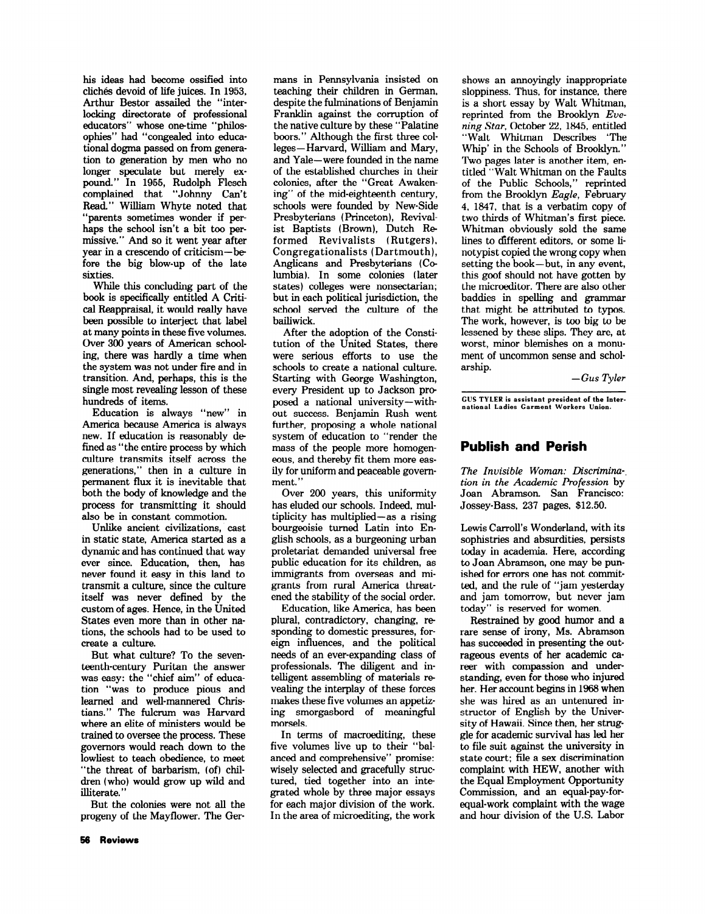his ideas had become ossified into clichés devoid of life juices. In 1953, Arthur Bestor assailed the "interlocking directorate of professional educators" whose one-time "philosophies" had "congealed into educational dogma passed on from generation to generation by men who no longer speculate but merely expound." In 1955, Rudolph Flesch complained that "Johnny Can't Read." William Whyte noted that "parents sometimes wonder if perhaps the school isn't a bit too permissive." And so it went year after year in a crescendo of criticism—before the big blow-up of the late sixties.

While this concluding part of the book is specifically entitled A Critical Reappraisal, it would really have been possible to interject that label at many points in these five volumes. Over 300 years of American schooling, there was hardly a time when the system was not under fire and in transition. And, perhaps, this is the single most revealing lesson of these hundreds of items.

Education is always "new" in America because America is always new. If education is reasonably defined as "the entire process by which culture transmits itself across the generations," then in a culture in permanent flux it is inevitable that both the body of knowledge and the process for transmitting it should also be in constant commotion.

Unlike ancient civilizations, cast in static state, America started as a dynamic and has continued that way ever since. Education, then, has never found it easy in this land to transmit a culture, since the culture itself was never defined by the custom of ages. Hence, in the United States even more than in other nations, the schools had to be used to create a culture.

But what culture? To the seventeenth-century Puritan the answer was easy: the "chief aim" of education "was to produce pious and learned and well-mannered Christians." The fulcrum was Harvard where an elite of ministers would be trained to oversee the process. These governors would reach down to the lowliest to teach obedience, to meet "the threat of barbarism, (of) children (who) would grow up wild and illiterate."

But the colonies were not all the progeny of the Mayflower. The Germans in Pennsylvania insisted on teaching their children in German, despite the fulminations of Benjamin Franklin against the corruption of the native culture by these "Palatine boors." Although the first three colleges—Harvard, William and Mary, and Yale—were founded in the name of the established churches in their colonies, after the "Great Awakening" of the mid-eighteenth century, schools were founded by New-Side Presbyterians (Princeton), Revivalist Baptists (Brown), Dutch Reformed Revivalists (Rutgers), Congregationalists (Dartmouth), Anglicans and Presbyterians (Columbia). In some colonies (later states) colleges were nonsectarian; but in each political jurisdiction, the school served the culture of the bailiwick.

After the adoption of the Constitution of the United States, there were serious efforts to use the schools to create a national culture. Starting with George Washington, every President up to Jackson proposed a national university—without success. Benjamin Rush went further, proposing a whole national system of education to "render the mass of the people more homogeneous, and thereby fit them more easily for uniform and peaceable government."

Over 200 years, this uniformity has eluded our schools. Indeed, multiplicity has multiplied—as a rising bourgeoisie turned Latin into English schools, as a burgeoning urban proletariat demanded universal free public education for its children, as immigrants from overseas and migrants from rural America threatened the stability of the social order.

Education, like America, has been plural, contradictory, changing, responding to domestic pressures, foreign influences, and the political needs of an ever-expanding class of professionals. The diligent and intelligent assembling of materials revealing the interplay of these forces makes these five volumes an appetizing smorgasbord of meaningful morsels.

In terms of macroediting, these five volumes live up to their "balanced and comprehensive" promise: wisely selected and gracefully structured, tied together into an integrated whole by three major essays for each major division of the work. In the area of microediting, the work shows an annoyingly inappropriate sloppiness. Thus, for instance, there is a short essay by Walt Whitman, reprinted from the Brooklyn *Evening Star*, October 22, 1845, entitled "Walt Whitman Describes 'The Whip' in the Schools of Brooklyn." Two pages later is another item, entitled "Walt Whitman on the Faults of the Public Schools," reprinted from the Brooklyn *Eagle*, February 4, 1847, that is a verbatim copy of two thirds of Whitman's first piece. Whitman obviously sold the same lines to different editors, or some linotypist copied the wrong copy when setting the book—but, in any event, this goof should not have gotten by the microeditor. There are also other baddies in spelling and grammar that might be attributed to typos. The work, however, is too big to be lessened by these slips. They are, at worst, minor blemishes on a monument of uncommon sense and scholarship.

—*Gus Tyler*

GUS TYLER is assistant president of the International Ladies Garment Workers Union.

## Publish and Perish

*The Invisible Woman: Discrimination in the Academic Profession* by Joan Abramson. San Francisco: Jossey-Bass, 237 pages, $12.50.

Lewis Carroll's Wonderland, with its sophistries and absurdities, persists today in academia. Here, according to Joan Abramson, one may be punished for errors one has not committed, and the rule of "jam yesterday and jam tomorrow, but never jam today" is reserved for women.

Restrained by good humor and a rare sense of irony, Ms. Abramson has succeeded in presenting the outrageous events of her academic career with compassion and understanding, even for those who injured her. Her account begins in 1968 when she was hired as an untenured instructor of English by the University of Hawaii. Since then, her struggle for academic survival has led her to file suit against the university in state court; file a sex discrimination complaint with HEW, another with the Equal Employment Opportunity Commission, and an equal-pay-for-equal-work complaint with the wage and hour division of the U.S. Labor